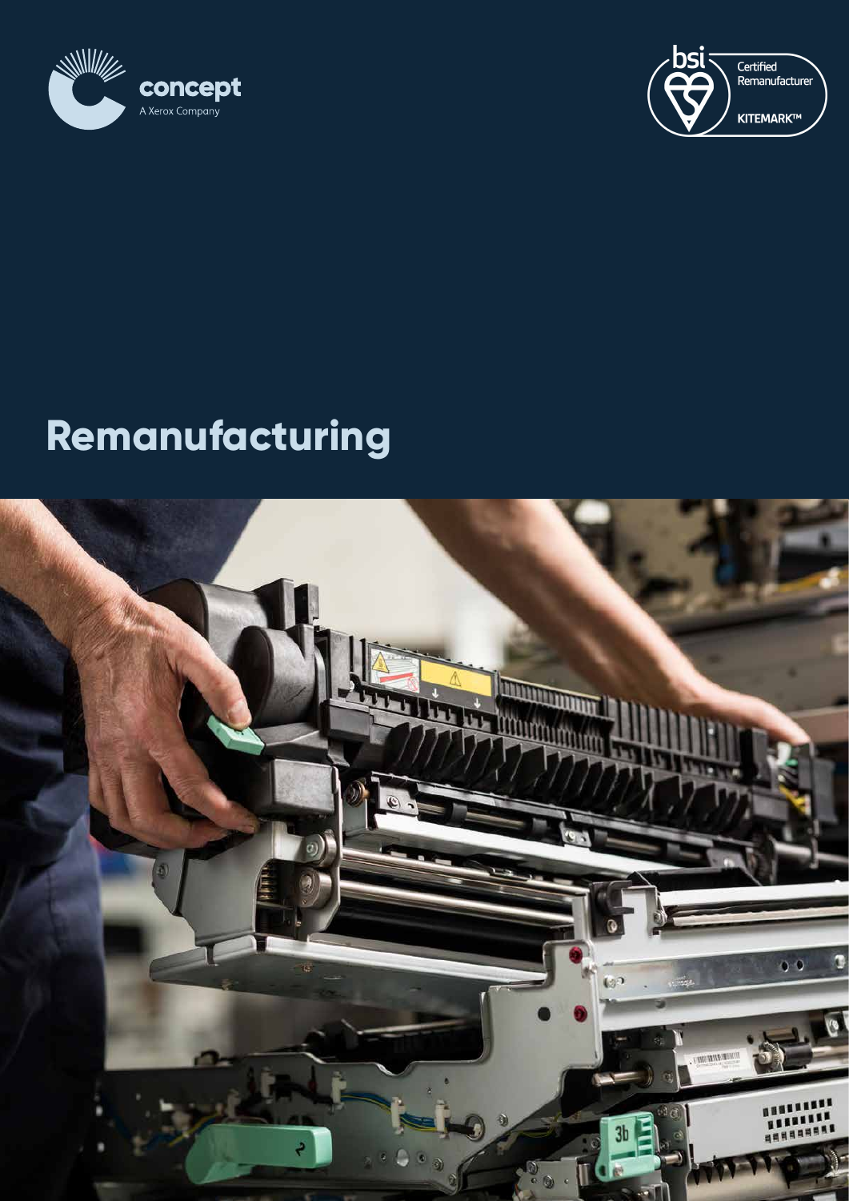concept
A Xerox Company

bsi Certified Remanufacturer KITEMARK™

# Remanufacturing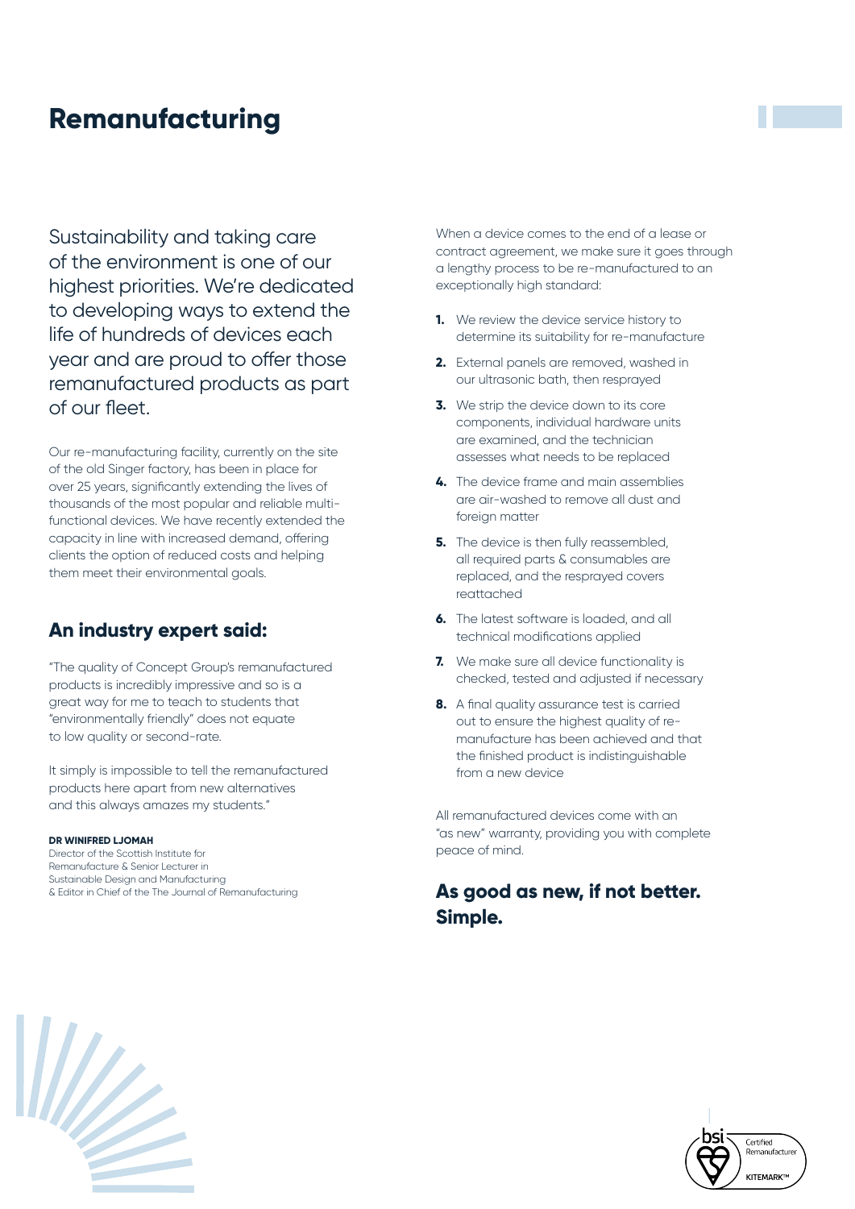# Remanufacturing

Sustainability and taking care of the environment is one of our highest priorities. We're dedicated to developing ways to extend the life of hundreds of devices each year and are proud to offer those remanufactured products as part of our fleet.

Our re-manufacturing facility, currently on the site of the old Singer factory, has been in place for over 25 years, significantly extending the lives of thousands of the most popular and reliable multi-functional devices. We have recently extended the capacity in line with increased demand, offering clients the option of reduced costs and helping them meet their environmental goals.

## An industry expert said:

"The quality of Concept Group's remanufactured products is incredibly impressive and so is a great way for me to teach to students that "environmentally friendly" does not equate to low quality or second-rate.

It simply is impossible to tell the remanufactured products here apart from new alternatives and this always amazes my students."

**DR WINIFRED LJOMAH**
Director of the Scottish Institute for Remanufacture & Senior Lecturer in Sustainable Design and Manufacturing & Editor in Chief of the The Journal of Remanufacturing

When a device comes to the end of a lease or contract agreement, we make sure it goes through a lengthy process to be re-manufactured to an exceptionally high standard:

1. We review the device service history to determine its suitability for re-manufacture
2. External panels are removed, washed in our ultrasonic bath, then resprayed
3. We strip the device down to its core components, individual hardware units are examined, and the technician assesses what needs to be replaced
4. The device frame and main assemblies are air-washed to remove all dust and foreign matter
5. The device is then fully reassembled, all required parts & consumables are replaced, and the resprayed covers reattached
6. The latest software is loaded, and all technical modifications applied
7. We make sure all device functionality is checked, tested and adjusted if necessary
8. A final quality assurance test is carried out to ensure the highest quality of re-manufacture has been achieved and that the finished product is indistinguishable from a new device

All remanufactured devices come with an "as new" warranty, providing you with complete peace of mind.

## As good as new, if not better. Simple.

bsi
Certified Remanufacturer
KITEMARK™